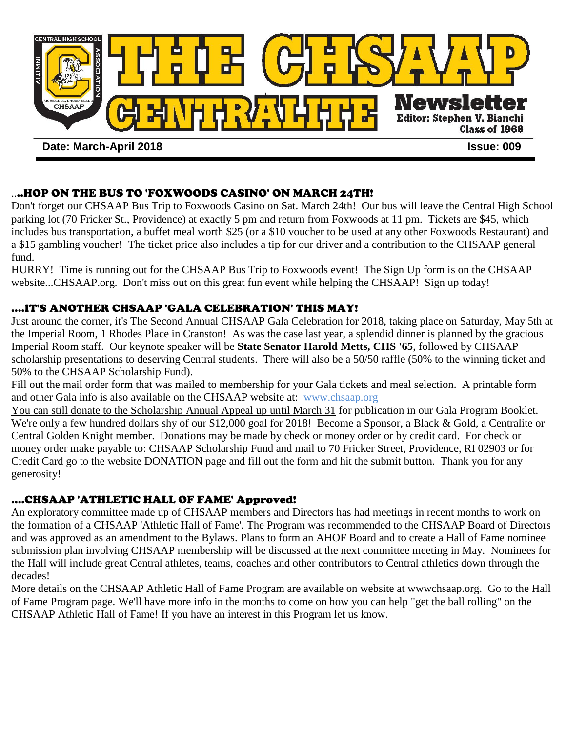# THE CHSAAP CENTRALITE Newsletter

Editor: Stephen V. Bianchi
Class of 1968

**Date: March-April 2018** **Issue: 009**

### ...HOP ON THE BUS TO 'FOXWOODS CASINO' ON MARCH 24TH!

Don't forget our CHSAAP Bus Trip to Foxwoods Casino on Sat. March 24th! Our bus will leave the Central High School parking lot (70 Fricker St., Providence) at exactly 5 pm and return from Foxwoods at 11 pm. Tickets are $45, which includes bus transportation, a buffet meal worth $25 (or a $10 voucher to be used at any other Foxwoods Restaurant) and a $15 gambling voucher! The ticket price also includes a tip for our driver and a contribution to the CHSAAP general fund.

HURRY! Time is running out for the CHSAAP Bus Trip to Foxwoods event! The Sign Up form is on the CHSAAP website...CHSAAP.org. Don't miss out on this great fun event while helping the CHSAAP! Sign up today!

### ....IT'S ANOTHER CHSAAP 'GALA CELEBRATION' THIS MAY!

Just around the corner, it's The Second Annual CHSAAP Gala Celebration for 2018, taking place on Saturday, May 5th at the Imperial Room, 1 Rhodes Place in Cranston! As was the case last year, a splendid dinner is planned by the gracious Imperial Room staff. Our keynote speaker will be **State Senator Harold Metts, CHS '65**, followed by CHSAAP scholarship presentations to deserving Central students. There will also be a 50/50 raffle (50% to the winning ticket and 50% to the CHSAAP Scholarship Fund).

Fill out the mail order form that was mailed to membership for your Gala tickets and meal selection. A printable form and other Gala info is also available on the CHSAAP website at: www.chsaap.org

You can still donate to the Scholarship Annual Appeal up until March 31 for publication in our Gala Program Booklet. We're only a few hundred dollars shy of our $12,000 goal for 2018! Become a Sponsor, a Black & Gold, a Centralite or Central Golden Knight member. Donations may be made by check or money order or by credit card. For check or money order make payable to: CHSAAP Scholarship Fund and mail to 70 Fricker Street, Providence, RI 02903 or for Credit Card go to the website DONATION page and fill out the form and hit the submit button. Thank you for any generosity!

### ....CHSAAP 'ATHLETIC HALL OF FAME' Approved!

An exploratory committee made up of CHSAAP members and Directors has had meetings in recent months to work on the formation of a CHSAAP 'Athletic Hall of Fame'. The Program was recommended to the CHSAAP Board of Directors and was approved as an amendment to the Bylaws. Plans to form an AHOF Board and to create a Hall of Fame nominee submission plan involving CHSAAP membership will be discussed at the next committee meeting in May. Nominees for the Hall will include great Central athletes, teams, coaches and other contributors to Central athletics down through the decades!

More details on the CHSAAP Athletic Hall of Fame Program are available on website at wwwchsaap.org. Go to the Hall of Fame Program page. We'll have more info in the months to come on how you can help "get the ball rolling" on the CHSAAP Athletic Hall of Fame! If you have an interest in this Program let us know.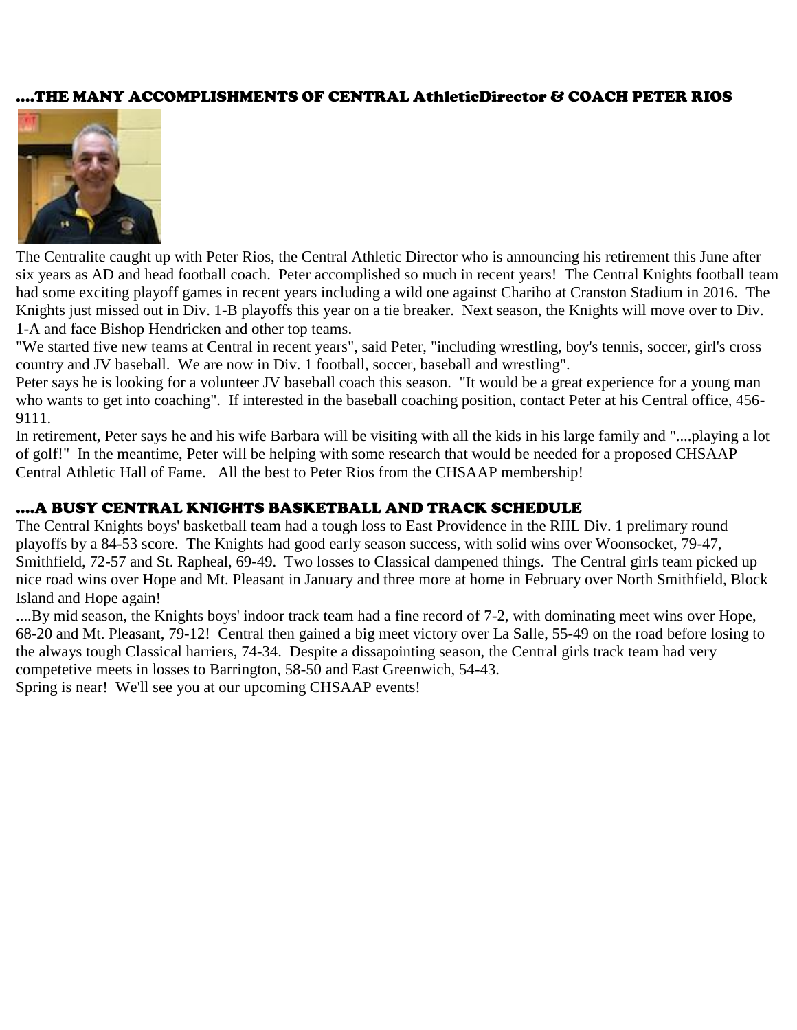## ....THE MANY ACCOMPLISHMENTS OF CENTRAL AthleticDirector & COACH PETER RIOS

The Centralite caught up with Peter Rios, the Central Athletic Director who is announcing his retirement this June after six years as AD and head football coach. Peter accomplished so much in recent years! The Central Knights football team had some exciting playoff games in recent years including a wild one against Chariho at Cranston Stadium in 2016. The Knights just missed out in Div. 1-B playoffs this year on a tie breaker. Next season, the Knights will move over to Div. 1-A and face Bishop Hendricken and other top teams.

"We started five new teams at Central in recent years", said Peter, "including wrestling, boy's tennis, soccer, girl's cross country and JV baseball. We are now in Div. 1 football, soccer, baseball and wrestling".

Peter says he is looking for a volunteer JV baseball coach this season. "It would be a great experience for a young man who wants to get into coaching". If interested in the baseball coaching position, contact Peter at his Central office, 456-9111.

In retirement, Peter says he and his wife Barbara will be visiting with all the kids in his large family and "....playing a lot of golf!" In the meantime, Peter will be helping with some research that would be needed for a proposed CHSAAP Central Athletic Hall of Fame. All the best to Peter Rios from the CHSAAP membership!

## ....A BUSY CENTRAL KNIGHTS BASKETBALL AND TRACK SCHEDULE

The Central Knights boys' basketball team had a tough loss to East Providence in the RIIL Div. 1 prelimary round playoffs by a 84-53 score. The Knights had good early season success, with solid wins over Woonsocket, 79-47, Smithfield, 72-57 and St. Rapheal, 69-49. Two losses to Classical dampened things. The Central girls team picked up nice road wins over Hope and Mt. Pleasant in January and three more at home in February over North Smithfield, Block Island and Hope again!

....By mid season, the Knights boys' indoor track team had a fine record of 7-2, with dominating meet wins over Hope, 68-20 and Mt. Pleasant, 79-12! Central then gained a big meet victory over La Salle, 55-49 on the road before losing to the always tough Classical harriers, 74-34. Despite a dissapointing season, the Central girls track team had very competetive meets in losses to Barrington, 58-50 and East Greenwich, 54-43.

Spring is near! We'll see you at our upcoming CHSAAP events!